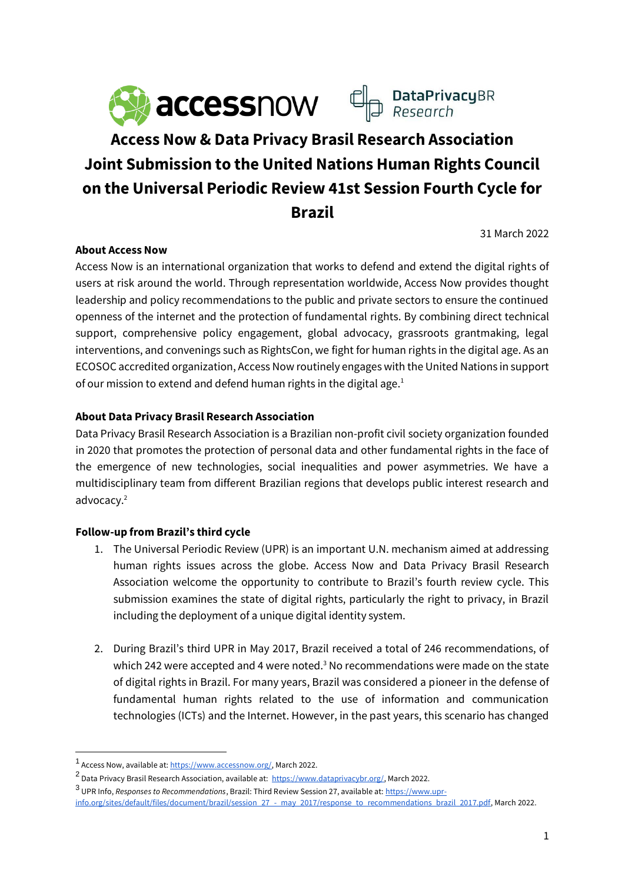# Access Now & Data Privacy Brasil Research Association Joint Submission to the United Nations Human Rights Council on the Universal Periodic Review 41st Session Fourth Cycle for Brazil

31 March 2022

**About Access Now**

Access Now is an international organization that works to defend and extend the digital rights of users at risk around the world. Through representation worldwide, Access Now provides thought leadership and policy recommendations to the public and private sectors to ensure the continued openness of the internet and the protection of fundamental rights. By combining direct technical support, comprehensive policy engagement, global advocacy, grassroots grantmaking, legal interventions, and convenings such as RightsCon, we fight for human rights in the digital age. As an ECOSOC accredited organization, Access Now routinely engages with the United Nations in support of our mission to extend and defend human rights in the digital age.[1]

**About Data Privacy Brasil Research Association**

Data Privacy Brasil Research Association is a Brazilian non-profit civil society organization founded in 2020 that promotes the protection of personal data and other fundamental rights in the face of the emergence of new technologies, social inequalities and power asymmetries. We have a multidisciplinary team from different Brazilian regions that develops public interest research and advocacy.[2]

**Follow-up from Brazil's third cycle**

1. The Universal Periodic Review (UPR) is an important U.N. mechanism aimed at addressing human rights issues across the globe. Access Now and Data Privacy Brasil Research Association welcome the opportunity to contribute to Brazil's fourth review cycle. This submission examines the state of digital rights, particularly the right to privacy, in Brazil including the deployment of a unique digital identity system.

2. During Brazil's third UPR in May 2017, Brazil received a total of 246 recommendations, of which 242 were accepted and 4 were noted.[3] No recommendations were made on the state of digital rights in Brazil. For many years, Brazil was considered a pioneer in the defense of fundamental human rights related to the use of information and communication technologies (ICTs) and the Internet. However, in the past years, this scenario has changed

---

[1] Access Now, available at: https://www.accessnow.org/, March 2022.

[2] Data Privacy Brasil Research Association, available at: https://www.dataprivacybr.org/, March 2022.

[3] UPR Info, *Responses to Recommendations*, Brazil: Third Review Session 27, available at: https://www.upr-info.org/sites/default/files/document/brazil/session_27_-_may_2017/response_to_recommendations_brazil_2017.pdf, March 2022.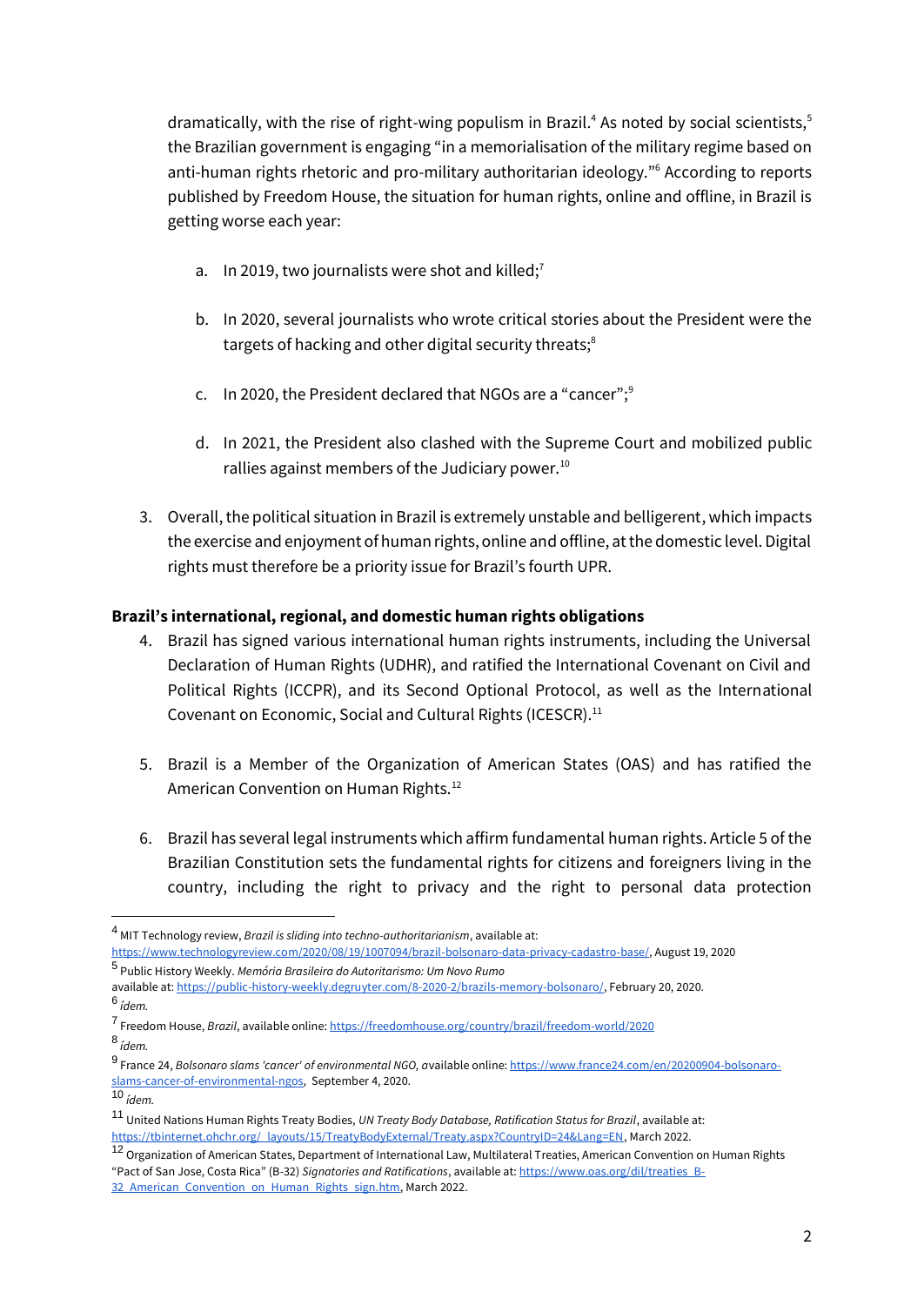dramatically, with the rise of right-wing populism in Brazil.[4] As noted by social scientists,[5] the Brazilian government is engaging "in a memorialisation of the military regime based on anti-human rights rhetoric and pro-military authoritarian ideology."[6] According to reports published by Freedom House, the situation for human rights, online and offline, in Brazil is getting worse each year:

a. In 2019, two journalists were shot and killed;[7]

b. In 2020, several journalists who wrote critical stories about the President were the targets of hacking and other digital security threats;[8]

c. In 2020, the President declared that NGOs are a "cancer";[9]

d. In 2021, the President also clashed with the Supreme Court and mobilized public rallies against members of the Judiciary power.[10]

3. Overall, the political situation in Brazil is extremely unstable and belligerent, which impacts the exercise and enjoyment of human rights, online and offline, at the domestic level. Digital rights must therefore be a priority issue for Brazil's fourth UPR.

**Brazil's international, regional, and domestic human rights obligations**

4. Brazil has signed various international human rights instruments, including the Universal Declaration of Human Rights (UDHR), and ratified the International Covenant on Civil and Political Rights (ICCPR), and its Second Optional Protocol, as well as the International Covenant on Economic, Social and Cultural Rights (ICESCR).[11]

5. Brazil is a Member of the Organization of American States (OAS) and has ratified the American Convention on Human Rights.[12]

6. Brazil has several legal instruments which affirm fundamental human rights. Article 5 of the Brazilian Constitution sets the fundamental rights for citizens and foreigners living in the country, including the right to privacy and the right to personal data protection

---

[4] MIT Technology review, *Brazil is sliding into techno-authoritarianism*, available at: https://www.technologyreview.com/2020/08/19/1007094/brazil-bolsonaro-data-privacy-cadastro-base/, August 19, 2020

[5] Public History Weekly. *Memória Brasileira do Autoritarismo: Um Novo Rumo* available at: https://public-history-weekly.degruyter.com/8-2020-2/brazils-memory-bolsonaro/, February 20, 2020.

[6] *ídem.*

[7] Freedom House, *Brazil*, available online: https://freedomhouse.org/country/brazil/freedom-world/2020

[8] *ídem.*

[9] France 24, *Bolsonaro slams 'cancer' of environmental NGO,* available online: https://www.france24.com/en/20200904-bolsonaro-slams-cancer-of-environmental-ngos, September 4, 2020.

[10] *ídem.*

[11] United Nations Human Rights Treaty Bodies, *UN Treaty Body Database, Ratification Status for Brazil*, available at: https://tbinternet.ohchr.org/_layouts/15/TreatyBodyExternal/Treaty.aspx?CountryID=24&Lang=EN, March 2022.

[12] Organization of American States, Department of International Law, Multilateral Treaties, American Convention on Human Rights "Pact of San Jose, Costa Rica" (B-32) *Signatories and Ratifications*, available at: https://www.oas.org/dil/treaties_B-32_American_Convention_on_Human_Rights_sign.htm, March 2022.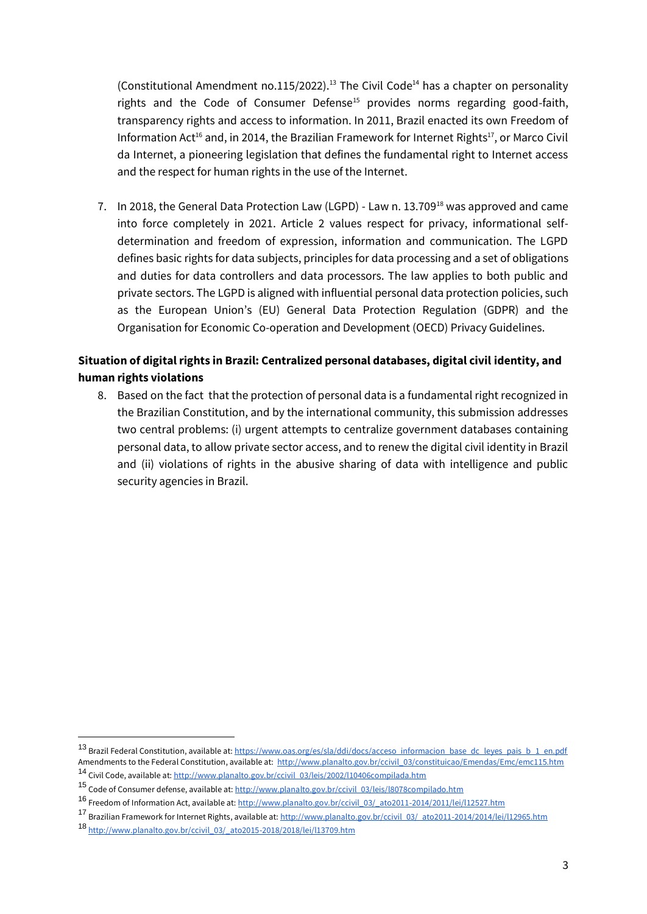(Constitutional Amendment no.115/2022).[13] The Civil Code[14] has a chapter on personality rights and the Code of Consumer Defense[15] provides norms regarding good-faith, transparency rights and access to information. In 2011, Brazil enacted its own Freedom of Information Act[16] and, in 2014, the Brazilian Framework for Internet Rights[17], or Marco Civil da Internet, a pioneering legislation that defines the fundamental right to Internet access and the respect for human rights in the use of the Internet.

7. In 2018, the General Data Protection Law (LGPD) - Law n. 13.709[18] was approved and came into force completely in 2021. Article 2 values respect for privacy, informational self-determination and freedom of expression, information and communication. The LGPD defines basic rights for data subjects, principles for data processing and a set of obligations and duties for data controllers and data processors. The law applies to both public and private sectors. The LGPD is aligned with influential personal data protection policies, such as the European Union's (EU) General Data Protection Regulation (GDPR) and the Organisation for Economic Co-operation and Development (OECD) Privacy Guidelines.

**Situation of digital rights in Brazil: Centralized personal databases, digital civil identity, and human rights violations**

8. Based on the fact that the protection of personal data is a fundamental right recognized in the Brazilian Constitution, and by the international community, this submission addresses two central problems: (i) urgent attempts to centralize government databases containing personal data, to allow private sector access, and to renew the digital civil identity in Brazil and (ii) violations of rights in the abusive sharing of data with intelligence and public security agencies in Brazil.

---

[13] Brazil Federal Constitution, available at: https://www.oas.org/es/sla/ddi/docs/acceso_informacion_base_dc_leyes_pais_b_1_en.pdf Amendments to the Federal Constitution, available at: http://www.planalto.gov.br/ccivil_03/constituicao/Emendas/Emc/emc115.htm

[14] Civil Code, available at: http://www.planalto.gov.br/ccivil_03/leis/2002/l10406compilada.htm

[15] Code of Consumer defense, available at: http://www.planalto.gov.br/ccivil_03/leis/l8078compilado.htm

[16] Freedom of Information Act, available at: http://www.planalto.gov.br/ccivil_03/_ato2011-2014/2011/lei/l12527.htm

[17] Brazilian Framework for Internet Rights, available at: http://www.planalto.gov.br/ccivil_03/_ato2011-2014/2014/lei/l12965.htm

[18] http://www.planalto.gov.br/ccivil_03/_ato2015-2018/2018/lei/l13709.htm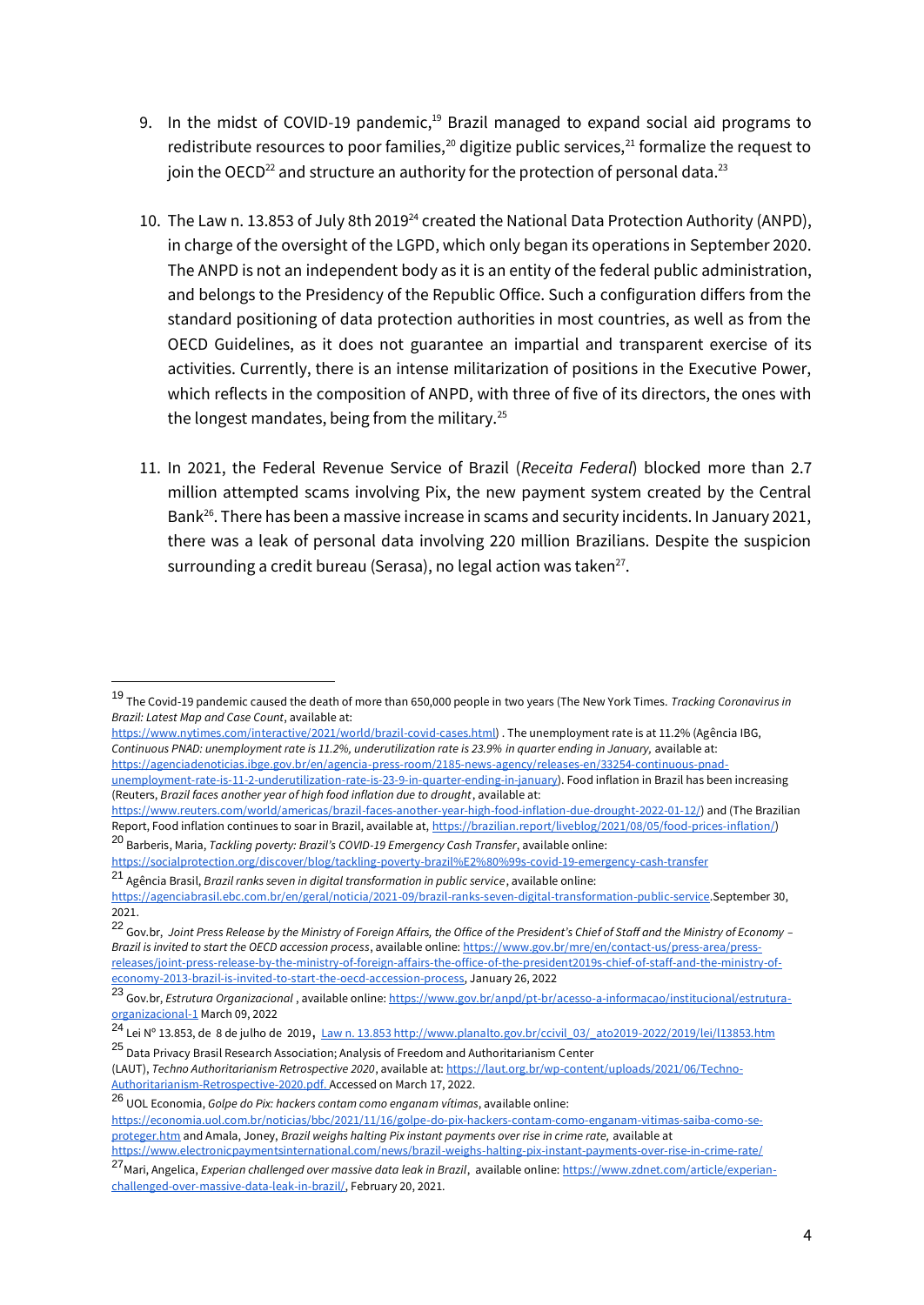9. In the midst of COVID-19 pandemic,[19] Brazil managed to expand social aid programs to redistribute resources to poor families,[20] digitize public services,[21] formalize the request to join the OECD[22] and structure an authority for the protection of personal data.[23]

10. The Law n. 13.853 of July 8th 2019[24] created the National Data Protection Authority (ANPD), in charge of the oversight of the LGPD, which only began its operations in September 2020. The ANPD is not an independent body as it is an entity of the federal public administration, and belongs to the Presidency of the Republic Office. Such a configuration differs from the standard positioning of data protection authorities in most countries, as well as from the OECD Guidelines, as it does not guarantee an impartial and transparent exercise of its activities. Currently, there is an intense militarization of positions in the Executive Power, which reflects in the composition of ANPD, with three of five of its directors, the ones with the longest mandates, being from the military.[25]

11. In 2021, the Federal Revenue Service of Brazil (*Receita Federal*) blocked more than 2.7 million attempted scams involving Pix, the new payment system created by the Central Bank[26]. There has been a massive increase in scams and security incidents. In January 2021, there was a leak of personal data involving 220 million Brazilians. Despite the suspicion surrounding a credit bureau (Serasa), no legal action was taken[27].

---

[19] The Covid-19 pandemic caused the death of more than 650,000 people in two years (The New York Times. *Tracking Coronavirus in Brazil: Latest Map and Case Count*, available at: https://www.nytimes.com/interactive/2021/world/brazil-covid-cases.html) . The unemployment rate is at 11.2% (Agência IBG, *Continuous PNAD: unemployment rate is 11.2%, underutilization rate is 23.9% in quarter ending in January,* available at: https://agenciadenoticias.ibge.gov.br/en/agencia-press-room/2185-news-agency/releases-en/33254-continuous-pnad-unemployment-rate-is-11-2-underutilization-rate-is-23-9-in-quarter-ending-in-january). Food inflation in Brazil has been increasing (Reuters, *Brazil faces another year of high food inflation due to drought*, available at: https://www.reuters.com/world/americas/brazil-faces-another-year-high-food-inflation-due-drought-2022-01-12/) and (The Brazilian Report, Food inflation continues to soar in Brazil, available at, https://brazilian.report/liveblog/2021/08/05/food-prices-inflation/)

[20] Barberis, Maria, *Tackling poverty: Brazil's COVID-19 Emergency Cash Transfer*, available online: https://socialprotection.org/discover/blog/tackling-poverty-brazil%E2%80%99s-covid-19-emergency-cash-transfer

[21] Agência Brasil, *Brazil ranks seven in digital transformation in public service*, available online: https://agenciabrasil.ebc.com.br/en/geral/noticia/2021-09/brazil-ranks-seven-digital-transformation-public-service.September 30, 2021.

[22] Gov.br, *Joint Press Release by the Ministry of Foreign Affairs, the Office of the President's Chief of Staff and the Ministry of Economy – Brazil is invited to start the OECD accession process*, available online: https://www.gov.br/mre/en/contact-us/press-area/press-releases/joint-press-release-by-the-ministry-of-foreign-affairs-the-office-of-the-president2019s-chief-of-staff-and-the-ministry-of-economy-2013-brazil-is-invited-to-start-the-oecd-accession-process, January 26, 2022

[23] Gov.br, *Estrutura Organizacional* , available online: https://www.gov.br/anpd/pt-br/acesso-a-informacao/institucional/estrutura-organizacional-1 March 09, 2022

[24] Lei Nº 13.853, de 8 de julho de 2019, Law n. 13.853 http://www.planalto.gov.br/ccivil_03/_ato2019-2022/2019/lei/l13853.htm

[25] Data Privacy Brasil Research Association; Analysis of Freedom and Authoritarianism Center (LAUT), *Techno Authoritarianism Retrospective 2020*, available at: https://laut.org.br/wp-content/uploads/2021/06/Techno-Authoritarianism-Retrospective-2020.pdf. Accessed on March 17, 2022.

[26] UOL Economia, *Golpe do Pix: hackers contam como enganam vítimas*, available online: https://economia.uol.com.br/noticias/bbc/2021/11/16/golpe-do-pix-hackers-contam-como-enganam-vitimas-saiba-como-se-proteger.htm and Amala, Joney, *Brazil weighs halting Pix instant payments over rise in crime rate,* available at https://www.electronicpaymentsinternational.com/news/brazil-weighs-halting-pix-instant-payments-over-rise-in-crime-rate/

[27] Mari, Angelica, *Experian challenged over massive data leak in Brazil*, available online: https://www.zdnet.com/article/experian-challenged-over-massive-data-leak-in-brazil/, February 20, 2021.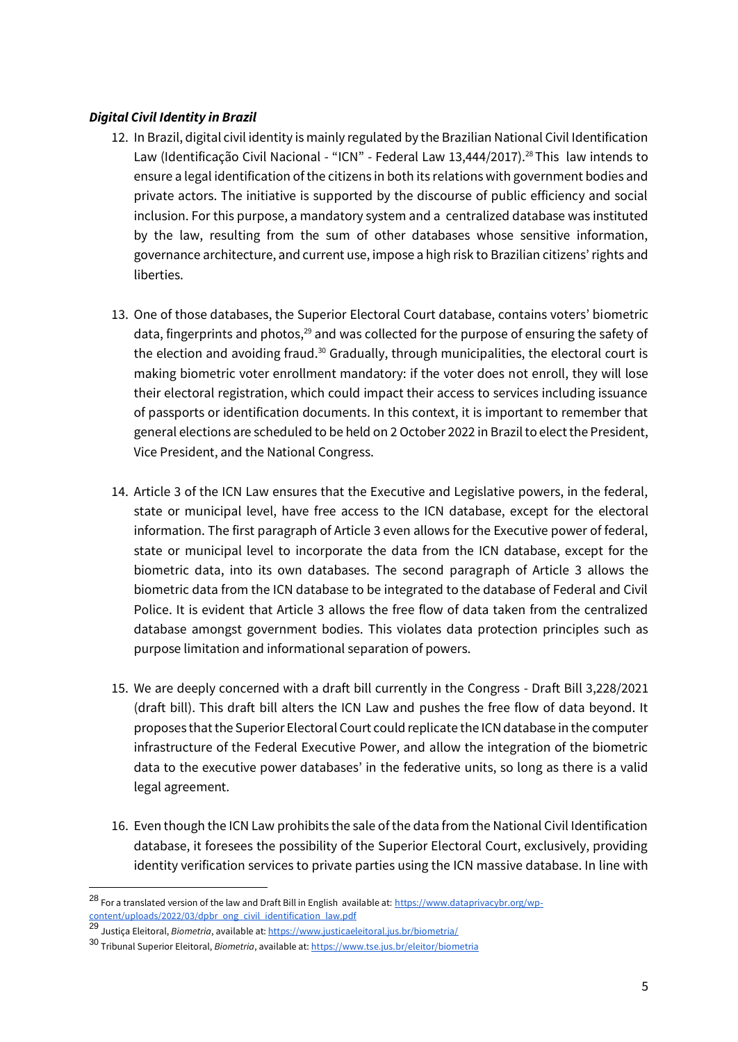***Digital Civil Identity in Brazil***

12. In Brazil, digital civil identity is mainly regulated by the Brazilian National Civil Identification Law (Identificação Civil Nacional - "ICN" - Federal Law 13,444/2017).[28] This law intends to ensure a legal identification of the citizens in both its relations with government bodies and private actors. The initiative is supported by the discourse of public efficiency and social inclusion. For this purpose, a mandatory system and a centralized database was instituted by the law, resulting from the sum of other databases whose sensitive information, governance architecture, and current use, impose a high risk to Brazilian citizens' rights and liberties.

13. One of those databases, the Superior Electoral Court database, contains voters' biometric data, fingerprints and photos,[29] and was collected for the purpose of ensuring the safety of the election and avoiding fraud.[30] Gradually, through municipalities, the electoral court is making biometric voter enrollment mandatory: if the voter does not enroll, they will lose their electoral registration, which could impact their access to services including issuance of passports or identification documents. In this context, it is important to remember that general elections are scheduled to be held on 2 October 2022 in Brazil to elect the President, Vice President, and the National Congress.

14. Article 3 of the ICN Law ensures that the Executive and Legislative powers, in the federal, state or municipal level, have free access to the ICN database, except for the electoral information. The first paragraph of Article 3 even allows for the Executive power of federal, state or municipal level to incorporate the data from the ICN database, except for the biometric data, into its own databases. The second paragraph of Article 3 allows the biometric data from the ICN database to be integrated to the database of Federal and Civil Police. It is evident that Article 3 allows the free flow of data taken from the centralized database amongst government bodies. This violates data protection principles such as purpose limitation and informational separation of powers.

15. We are deeply concerned with a draft bill currently in the Congress - Draft Bill 3,228/2021 (draft bill). This draft bill alters the ICN Law and pushes the free flow of data beyond. It proposes that the Superior Electoral Court could replicate the ICN database in the computer infrastructure of the Federal Executive Power, and allow the integration of the biometric data to the executive power databases' in the federative units, so long as there is a valid legal agreement.

16. Even though the ICN Law prohibits the sale of the data from the National Civil Identification database, it foresees the possibility of the Superior Electoral Court, exclusively, providing identity verification services to private parties using the ICN massive database. In line with

---

[28] For a translated version of the law and Draft Bill in English available at: https://www.dataprivacybr.org/wp-content/uploads/2022/03/dpbr_ong_civil_identification_law.pdf

[29] Justiça Eleitoral, *Biometria*, available at: https://www.justicaeleitoral.jus.br/biometria/

[30] Tribunal Superior Eleitoral, *Biometria*, available at: https://www.tse.jus.br/eleitor/biometria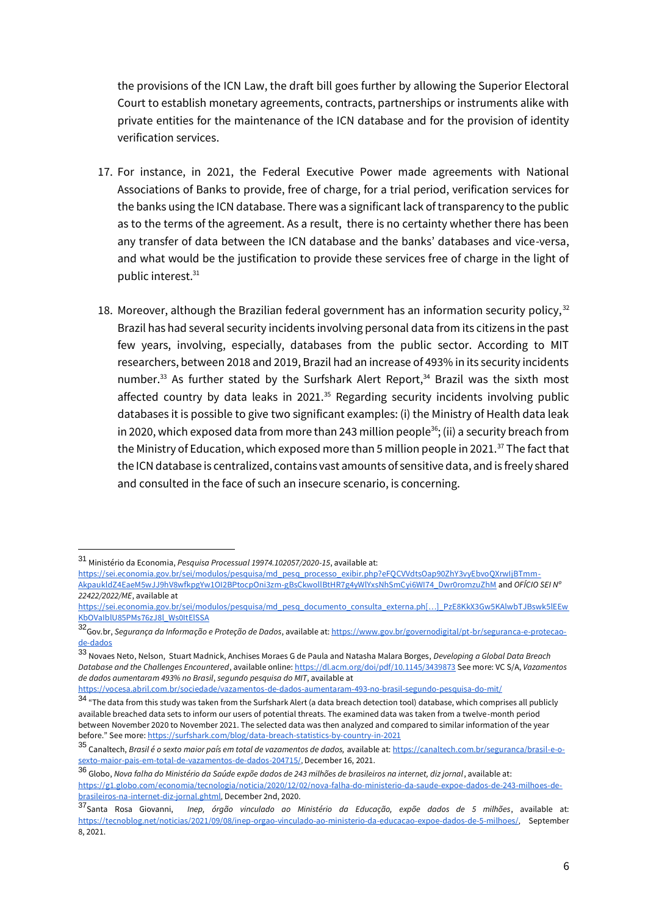the provisions of the ICN Law, the draft bill goes further by allowing the Superior Electoral Court to establish monetary agreements, contracts, partnerships or instruments alike with private entities for the maintenance of the ICN database and for the provision of identity verification services.

17. For instance, in 2021, the Federal Executive Power made agreements with National Associations of Banks to provide, free of charge, for a trial period, verification services for the banks using the ICN database. There was a significant lack of transparency to the public as to the terms of the agreement. As a result, there is no certainty whether there has been any transfer of data between the ICN database and the banks' databases and vice-versa, and what would be the justification to provide these services free of charge in the light of public interest.[31]

18. Moreover, although the Brazilian federal government has an information security policy,[32] Brazil has had several security incidents involving personal data from its citizens in the past few years, involving, especially, databases from the public sector. According to MIT researchers, between 2018 and 2019, Brazil had an increase of 493% in its security incidents number.[33] As further stated by the Surfshark Alert Report,[34] Brazil was the sixth most affected country by data leaks in 2021.[35] Regarding security incidents involving public databases it is possible to give two significant examples: (i) the Ministry of Health data leak in 2020, which exposed data from more than 243 million people[36]; (ii) a security breach from the Ministry of Education, which exposed more than 5 million people in 2021.[37] The fact that the ICN database is centralized, contains vast amounts of sensitive data, and is freely shared and consulted in the face of such an insecure scenario, is concerning.

---

[31] Ministério da Economia, *Pesquisa Processual 19974.102057/2020-15*, available at: https://sei.economia.gov.br/sei/modulos/pesquisa/md_pesq_processo_exibir.php?eFQCVVdtsOap90ZhY3vyEbvoQXrwIjBTmm-AkpaukldZ4EaeM5wJJ9hV8wfkpgYw1OI2BPtocpOni3zm-gBsCkwollBtHR7g4yWlYxsNhSmCyi6WI74_Dwr0romzuZhM and *OFÍCIO SEI Nº 22422/2022/ME*, available at https://sei.economia.gov.br/sei/modulos/pesquisa/md_pesq_documento_consulta_externa.ph[…]_PzE8KkX3Gw5KAlwbTJBswk5lEEwKbOVaIblU85PMs76zJ8l_Ws0ItElSSA

[32] Gov.br, *Segurança da Informação e Proteção de Dados*, available at: https://www.gov.br/governodigital/pt-br/seguranca-e-protecao-de-dados

[33] Novaes Neto, Nelson, Stuart Madnick, Anchises Moraes G de Paula and Natasha Malara Borges, *Developing a Global Data Breach Database and the Challenges Encountered*, available online: https://dl.acm.org/doi/pdf/10.1145/3439873 See more: VC S/A, *Vazamentos de dados aumentaram 493% no Brasil*, *segundo pesquisa do MIT*, available at https://vocesa.abril.com.br/sociedade/vazamentos-de-dados-aumentaram-493-no-brasil-segundo-pesquisa-do-mit/

[34] "The data from this study was taken from the Surfshark Alert (a data breach detection tool) database, which comprises all publicly available breached data sets to inform our users of potential threats. The examined data was taken from a twelve-month period between November 2020 to November 2021. The selected data was then analyzed and compared to similar information of the year before." See more: https://surfshark.com/blog/data-breach-statistics-by-country-in-2021

[35] Canaltech, *Brasil é o sexto maior país em total de vazamentos de dados,* available at: https://canaltech.com.br/seguranca/brasil-e-o-sexto-maior-pais-em-total-de-vazamentos-de-dados-204715/, December 16, 2021.

[36] Globo, *Nova falha do Ministério da Saúde expõe dados de 243 milhões de brasileiros na internet, diz jornal*, available at: https://g1.globo.com/economia/tecnologia/noticia/2020/12/02/nova-falha-do-ministerio-da-saude-expoe-dados-de-243-milhoes-de-brasileiros-na-internet-diz-jornal.ghtml, December 2nd, 2020.

[37] Santa Rosa Giovanni, *Inep, órgão vinculado ao Ministério da Educação, expõe dados de 5 milhões*, available at: https://tecnoblog.net/noticias/2021/09/08/inep-orgao-vinculado-ao-ministerio-da-educacao-expoe-dados-de-5-milhoes/, September 8, 2021.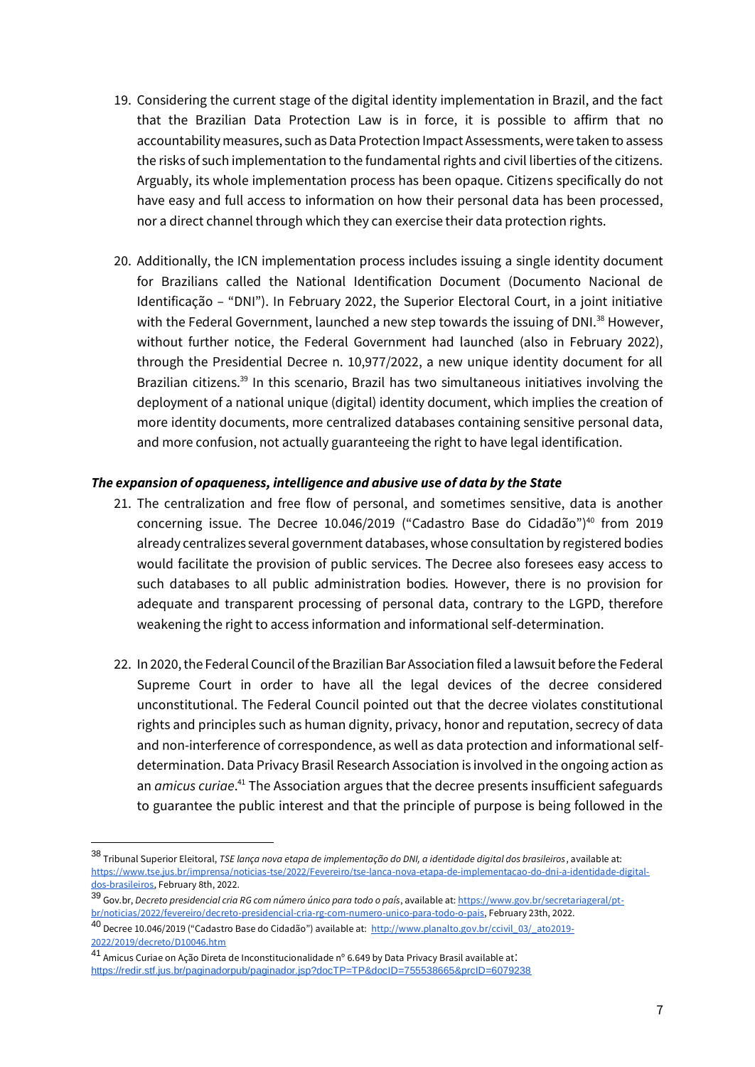19. Considering the current stage of the digital identity implementation in Brazil, and the fact that the Brazilian Data Protection Law is in force, it is possible to affirm that no accountability measures, such as Data Protection Impact Assessments, were taken to assess the risks of such implementation to the fundamental rights and civil liberties of the citizens. Arguably, its whole implementation process has been opaque. Citizens specifically do not have easy and full access to information on how their personal data has been processed, nor a direct channel through which they can exercise their data protection rights.

20. Additionally, the ICN implementation process includes issuing a single identity document for Brazilians called the National Identification Document (Documento Nacional de Identificação – "DNI"). In February 2022, the Superior Electoral Court, in a joint initiative with the Federal Government, launched a new step towards the issuing of DNI.[38] However, without further notice, the Federal Government had launched (also in February 2022), through the Presidential Decree n. 10,977/2022, a new unique identity document for all Brazilian citizens.[39] In this scenario, Brazil has two simultaneous initiatives involving the deployment of a national unique (digital) identity document, which implies the creation of more identity documents, more centralized databases containing sensitive personal data, and more confusion, not actually guaranteeing the right to have legal identification.

***The expansion of opaqueness, intelligence and abusive use of data by the State***

21. The centralization and free flow of personal, and sometimes sensitive, data is another concerning issue. The Decree 10.046/2019 ("Cadastro Base do Cidadão")[40] from 2019 already centralizes several government databases, whose consultation by registered bodies would facilitate the provision of public services. The Decree also foresees easy access to such databases to all public administration bodies. However, there is no provision for adequate and transparent processing of personal data, contrary to the LGPD, therefore weakening the right to access information and informational self-determination.

22. In 2020, the Federal Council of the Brazilian Bar Association filed a lawsuit before the Federal Supreme Court in order to have all the legal devices of the decree considered unconstitutional. The Federal Council pointed out that the decree violates constitutional rights and principles such as human dignity, privacy, honor and reputation, secrecy of data and non-interference of correspondence, as well as data protection and informational self-determination. Data Privacy Brasil Research Association is involved in the ongoing action as an *amicus curiae*.[41] The Association argues that the decree presents insufficient safeguards to guarantee the public interest and that the principle of purpose is being followed in the

---

[38] Tribunal Superior Eleitoral, *TSE lança nova etapa de implementação do DNI, a identidade digital dos brasileiros*, available at: https://www.tse.jus.br/imprensa/noticias-tse/2022/Fevereiro/tse-lanca-nova-etapa-de-implementacao-do-dni-a-identidade-digital-dos-brasileiros, February 8th, 2022.

[39] Gov.br, *Decreto presidencial cria RG com número único para todo o país*, available at: https://www.gov.br/secretariageral/pt-br/noticias/2022/fevereiro/decreto-presidencial-cria-rg-com-numero-unico-para-todo-o-pais, February 23th, 2022.

[40] Decree 10.046/2019 ("Cadastro Base do Cidadão") available at: http://www.planalto.gov.br/ccivil_03/_ato2019-2022/2019/decreto/D10046.htm

[41] Amicus Curiae on Ação Direta de Inconstitucionalidade nº 6.649 by Data Privacy Brasil available at: https://redir.stf.jus.br/paginadorpub/paginador.jsp?docTP=TP&docID=755538665&prcID=6079238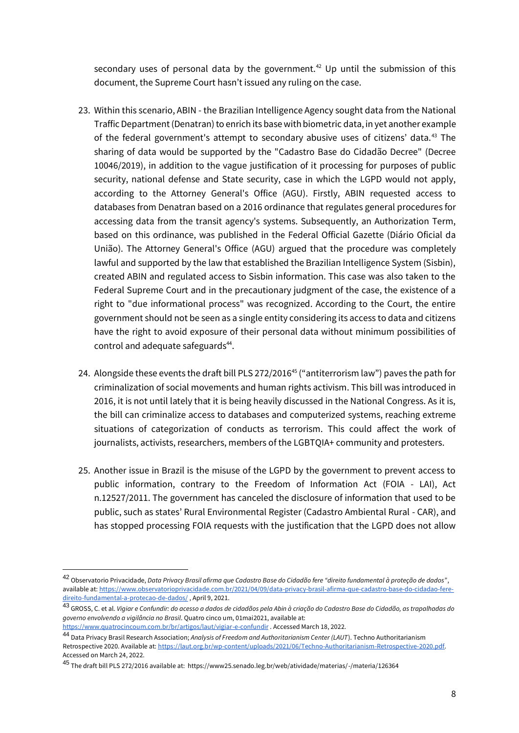secondary uses of personal data by the government.[42] Up until the submission of this document, the Supreme Court hasn't issued any ruling on the case.

23. Within this scenario, ABIN - the Brazilian Intelligence Agency sought data from the National Traffic Department (Denatran) to enrich its base with biometric data, in yet another example of the federal government's attempt to secondary abusive uses of citizens' data.[43] The sharing of data would be supported by the "Cadastro Base do Cidadão Decree" (Decree 10046/2019), in addition to the vague justification of it processing for purposes of public security, national defense and State security, case in which the LGPD would not apply, according to the Attorney General's Office (AGU). Firstly, ABIN requested access to databases from Denatran based on a 2016 ordinance that regulates general procedures for accessing data from the transit agency's systems. Subsequently, an Authorization Term, based on this ordinance, was published in the Federal Official Gazette (Diário Oficial da União). The Attorney General's Office (AGU) argued that the procedure was completely lawful and supported by the law that established the Brazilian Intelligence System (Sisbin), created ABIN and regulated access to Sisbin information. This case was also taken to the Federal Supreme Court and in the precautionary judgment of the case, the existence of a right to "due informational process" was recognized. According to the Court, the entire government should not be seen as a single entity considering its access to data and citizens have the right to avoid exposure of their personal data without minimum possibilities of control and adequate safeguards[44].

24. Alongside these events the draft bill PLS 272/2016[45] ("antiterrorism law") paves the path for criminalization of social movements and human rights activism. This bill was introduced in 2016, it is not until lately that it is being heavily discussed in the National Congress. As it is, the bill can criminalize access to databases and computerized systems, reaching extreme situations of categorization of conducts as terrorism. This could affect the work of journalists, activists, researchers, members of the LGBTQIA+ community and protesters.

25. Another issue in Brazil is the misuse of the LGPD by the government to prevent access to public information, contrary to the Freedom of Information Act (FOIA - LAI), Act n.12527/2011. The government has canceled the disclosure of information that used to be public, such as states' Rural Environmental Register (Cadastro Ambiental Rural - CAR), and has stopped processing FOIA requests with the justification that the LGPD does not allow

---

[42] Observatorio Privacidade, *Data Privacy Brasil afirma que Cadastro Base do Cidadão fere "direito fundamental à proteção de dados"*, available at: https://www.observatorioprivacidade.com.br/2021/04/09/data-privacy-brasil-afirma-que-cadastro-base-do-cidadao-fere-direito-fundamental-a-protecao-de-dados/ , April 9, 2021.

[43] GROSS, C. et al. *Vigiar e Confundir: do acesso a dados de cidadãos pela Abin à criação do Cadastro Base do Cidadão, as trapalhadas do governo envolvendo a vigilância no Brasil*. Quatro cinco um, 01mai2021, available at: https://www.quatrocincoum.com.br/br/artigos/laut/vigiar-e-confundir . Accessed March 18, 2022.

[44] Data Privacy Brasil Research Association; *Analysis of Freedom and Authoritarianism Center (LAUT)*. Techno Authoritarianism Retrospective 2020. Available at: https://laut.org.br/wp-content/uploads/2021/06/Techno-Authoritarianism-Retrospective-2020.pdf. Accessed on March 24, 2022.

[45] The draft bill PLS 272/2016 available at: https://www25.senado.leg.br/web/atividade/materias/-/materia/126364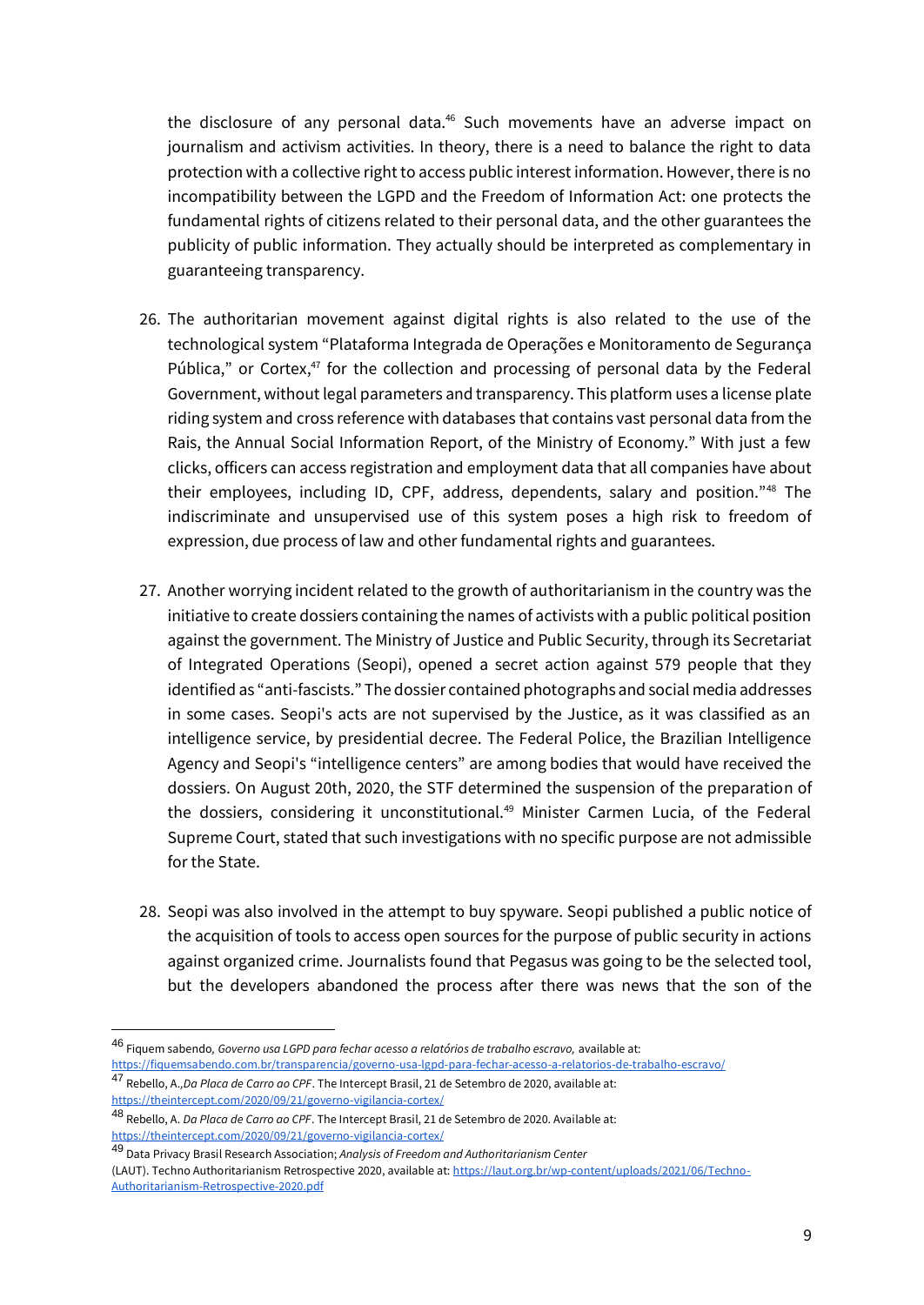the disclosure of any personal data.[46] Such movements have an adverse impact on journalism and activism activities. In theory, there is a need to balance the right to data protection with a collective right to access public interest information. However, there is no incompatibility between the LGPD and the Freedom of Information Act: one protects the fundamental rights of citizens related to their personal data, and the other guarantees the publicity of public information. They actually should be interpreted as complementary in guaranteeing transparency.

26. The authoritarian movement against digital rights is also related to the use of the technological system "Plataforma Integrada de Operações e Monitoramento de Segurança Pública," or Cortex,[47] for the collection and processing of personal data by the Federal Government, without legal parameters and transparency. This platform uses a license plate riding system and cross reference with databases that contains vast personal data from the Rais, the Annual Social Information Report, of the Ministry of Economy." With just a few clicks, officers can access registration and employment data that all companies have about their employees, including ID, CPF, address, dependents, salary and position."[48] The indiscriminate and unsupervised use of this system poses a high risk to freedom of expression, due process of law and other fundamental rights and guarantees.

27. Another worrying incident related to the growth of authoritarianism in the country was the initiative to create dossiers containing the names of activists with a public political position against the government. The Ministry of Justice and Public Security, through its Secretariat of Integrated Operations (Seopi), opened a secret action against 579 people that they identified as "anti-fascists." The dossier contained photographs and social media addresses in some cases. Seopi's acts are not supervised by the Justice, as it was classified as an intelligence service, by presidential decree. The Federal Police, the Brazilian Intelligence Agency and Seopi's "intelligence centers" are among bodies that would have received the dossiers. On August 20th, 2020, the STF determined the suspension of the preparation of the dossiers, considering it unconstitutional.[49] Minister Carmen Lucia, of the Federal Supreme Court, stated that such investigations with no specific purpose are not admissible for the State.

28. Seopi was also involved in the attempt to buy spyware. Seopi published a public notice of the acquisition of tools to access open sources for the purpose of public security in actions against organized crime. Journalists found that Pegasus was going to be the selected tool, but the developers abandoned the process after there was news that the son of the

---

[46] Fiquem sabendo, *Governo usa LGPD para fechar acesso a relatórios de trabalho escravo,* available at: https://fiquemsabendo.com.br/transparencia/governo-usa-lgpd-para-fechar-acesso-a-relatorios-de-trabalho-escravo/

[47] Rebello, A.,*Da Placa de Carro ao CPF*. The Intercept Brasil, 21 de Setembro de 2020, available at: https://theintercept.com/2020/09/21/governo-vigilancia-cortex/

[48] Rebello, A. *Da Placa de Carro ao CPF*. The Intercept Brasil, 21 de Setembro de 2020. Available at: https://theintercept.com/2020/09/21/governo-vigilancia-cortex/

[49] Data Privacy Brasil Research Association; *Analysis of Freedom and Authoritarianism Center* (LAUT). Techno Authoritarianism Retrospective 2020, available at: https://laut.org.br/wp-content/uploads/2021/06/Techno-Authoritarianism-Retrospective-2020.pdf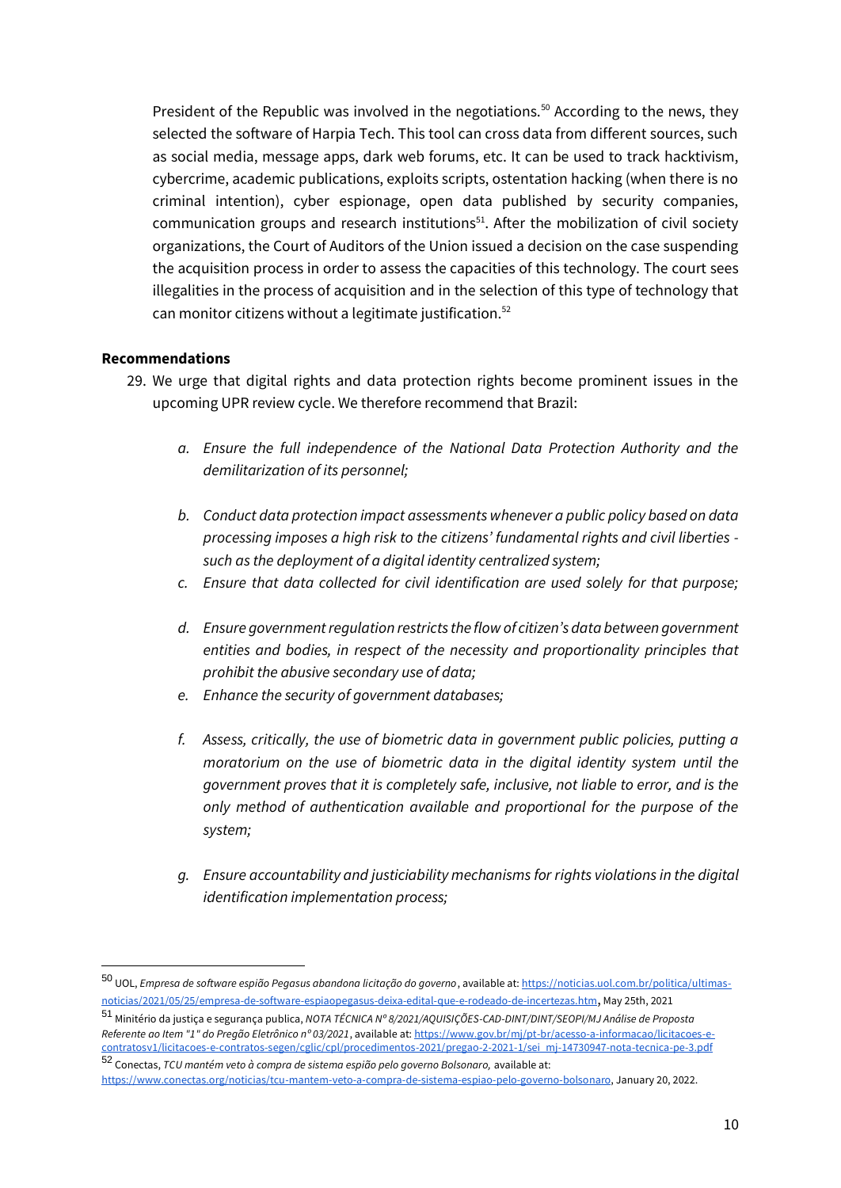President of the Republic was involved in the negotiations.[50] According to the news, they selected the software of Harpia Tech. This tool can cross data from different sources, such as social media, message apps, dark web forums, etc. It can be used to track hacktivism, cybercrime, academic publications, exploits scripts, ostentation hacking (when there is no criminal intention), cyber espionage, open data published by security companies, communication groups and research institutions[51]. After the mobilization of civil society organizations, the Court of Auditors of the Union issued a decision on the case suspending the acquisition process in order to assess the capacities of this technology. The court sees illegalities in the process of acquisition and in the selection of this type of technology that can monitor citizens without a legitimate justification.[52]

**Recommendations**

29. We urge that digital rights and data protection rights become prominent issues in the upcoming UPR review cycle. We therefore recommend that Brazil:

    a. *Ensure the full independence of the National Data Protection Authority and the demilitarization of its personnel;*

    b. *Conduct data protection impact assessments whenever a public policy based on data processing imposes a high risk to the citizens' fundamental rights and civil liberties - such as the deployment of a digital identity centralized system;*

    c. *Ensure that data collected for civil identification are used solely for that purpose;*

    d. *Ensure government regulation restricts the flow of citizen's data between government entities and bodies, in respect of the necessity and proportionality principles that prohibit the abusive secondary use of data;*

    e. *Enhance the security of government databases;*

    f. *Assess, critically, the use of biometric data in government public policies, putting a moratorium on the use of biometric data in the digital identity system until the government proves that it is completely safe, inclusive, not liable to error, and is the only method of authentication available and proportional for the purpose of the system;*

    g. *Ensure accountability and justiciability mechanisms for rights violations in the digital identification implementation process;*

---

[50] UOL, *Empresa de software espião Pegasus abandona licitação do governo*, available at: https://noticias.uol.com.br/politica/ultimas-noticias/2021/05/25/empresa-de-software-espiaopegasus-deixa-edital-que-e-rodeado-de-incertezas.htm, May 25th, 2021

[51] Minitério da justiça e segurança publica, *NOTA TÉCNICA Nº 8/2021/AQUISIÇÕES-CAD-DINT/DINT/SEOPI/MJ Análise de Proposta Referente ao Item "1" do Pregão Eletrônico nº 03/2021*, available at: https://www.gov.br/mj/pt-br/acesso-a-informacao/licitacoes-e-contratosv1/licitacoes-e-contratos-segen/cglic/cpl/procedimentos-2021/pregao-2-2021-1/sei_mj-14730947-nota-tecnica-pe-3.pdf

[52] Conectas, *TCU mantém veto à compra de sistema espião pelo governo Bolsonaro,* available at: https://www.conectas.org/noticias/tcu-mantem-veto-a-compra-de-sistema-espiao-pelo-governo-bolsonaro, January 20, 2022.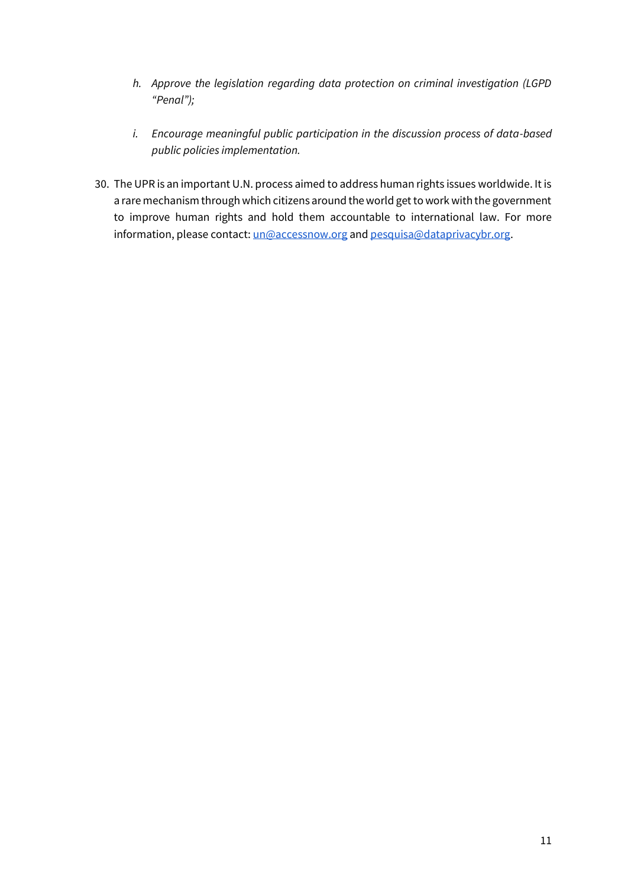h. *Approve the legislation regarding data protection on criminal investigation (LGPD "Penal");*

   i. *Encourage meaningful public participation in the discussion process of data-based public policies implementation.*

30. The UPR is an important U.N. process aimed to address human rights issues worldwide. It is a rare mechanism through which citizens around the world get to work with the government to improve human rights and hold them accountable to international law. For more information, please contact: un@accessnow.org and pesquisa@dataprivacybr.org.